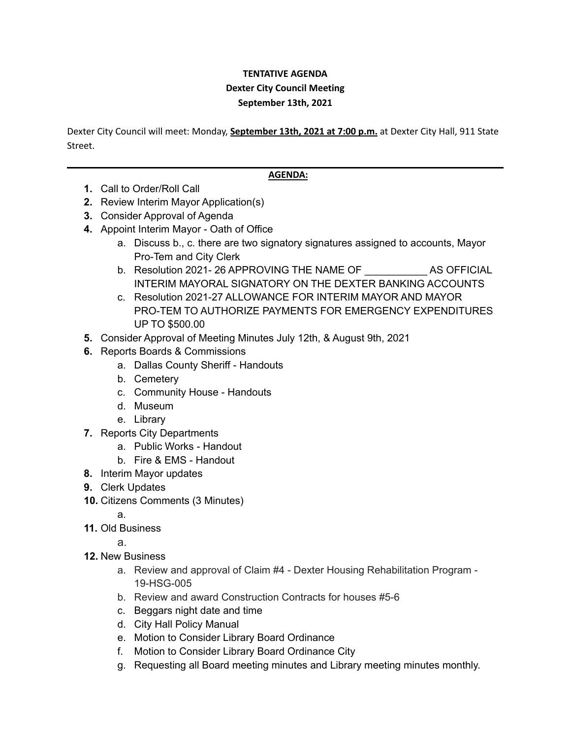**TENTATIVE AGENDA**
**Dexter City Council Meeting**
**September 13th, 2021**

Dexter City Council will meet: Monday, **September 13th, 2021 at 7:00 p.m.** at Dexter City Hall, 911 State Street.

---

**AGENDA:**

1. Call to Order/Roll Call
2. Review Interim Mayor Application(s)
3. Consider Approval of Agenda
4. Appoint Interim Mayor - Oath of Office
   a. Discuss b., c. there are two signatory signatures assigned to accounts, Mayor Pro-Tem and City Clerk
   b. Resolution 2021- 26 APPROVING THE NAME OF ___________ AS OFFICIAL INTERIM MAYORAL SIGNATORY ON THE DEXTER BANKING ACCOUNTS
   c. Resolution 2021-27 ALLOWANCE FOR INTERIM MAYOR AND MAYOR PRO-TEM TO AUTHORIZE PAYMENTS FOR EMERGENCY EXPENDITURES UP TO $500.00
5. Consider Approval of Meeting Minutes July 12th, & August 9th, 2021
6. Reports Boards & Commissions
   a. Dallas County Sheriff - Handouts
   b. Cemetery
   c. Community House - Handouts
   d. Museum
   e. Library
7. Reports City Departments
   a. Public Works - Handout
   b. Fire & EMS - Handout
8. Interim Mayor updates
9. Clerk Updates
10. Citizens Comments (3 Minutes)
    a.
11. Old Business
    a.
12. New Business
    a. Review and approval of Claim #4 - Dexter Housing Rehabilitation Program - 19-HSG-005
    b. Review and award Construction Contracts for houses #5-6
    c. Beggars night date and time
    d. City Hall Policy Manual
    e. Motion to Consider Library Board Ordinance
    f. Motion to Consider Library Board Ordinance City
    g. Requesting all Board meeting minutes and Library meeting minutes monthly.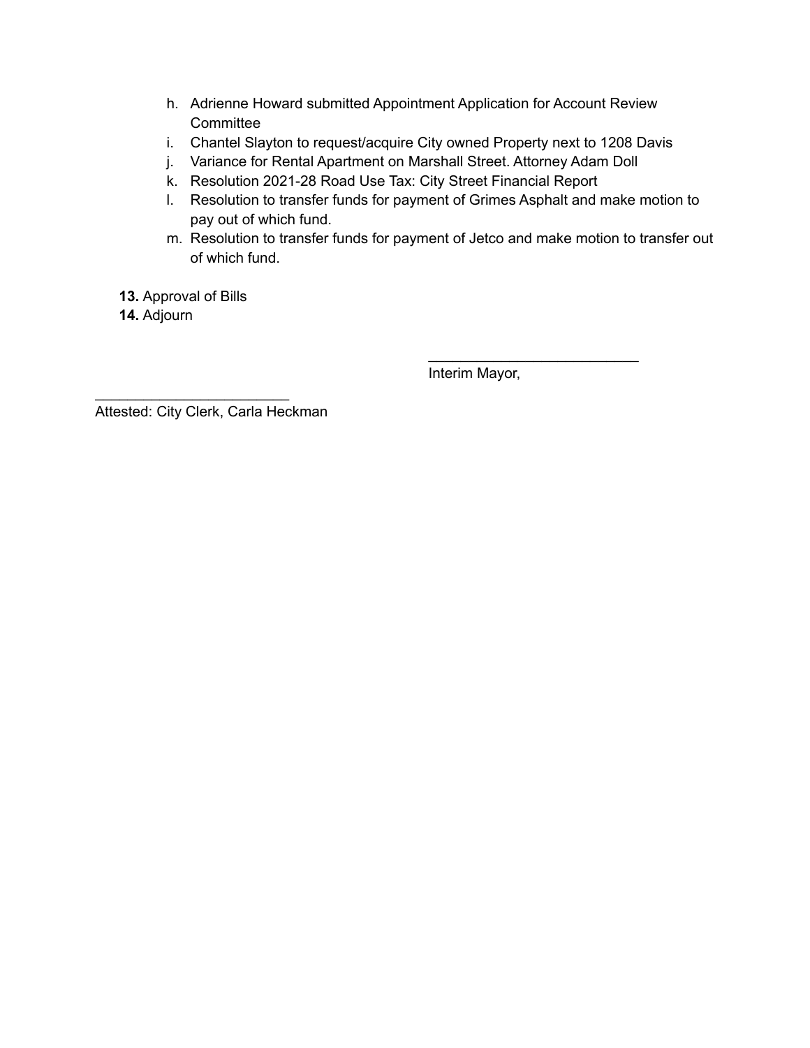h. Adrienne Howard submitted Appointment Application for Account Review Committee
i. Chantel Slayton to request/acquire City owned Property next to 1208 Davis
j. Variance for Rental Apartment on Marshall Street. Attorney Adam Doll
k. Resolution 2021-28 Road Use Tax: City Street Financial Report
l. Resolution to transfer funds for payment of Grimes Asphalt and make motion to pay out of which fund.
m. Resolution to transfer funds for payment of Jetco and make motion to transfer out of which fund.

**13.** Approval of Bills
**14.** Adjourn

___________________________
Interim Mayor,

_________________________
Attested: City Clerk, Carla Heckman